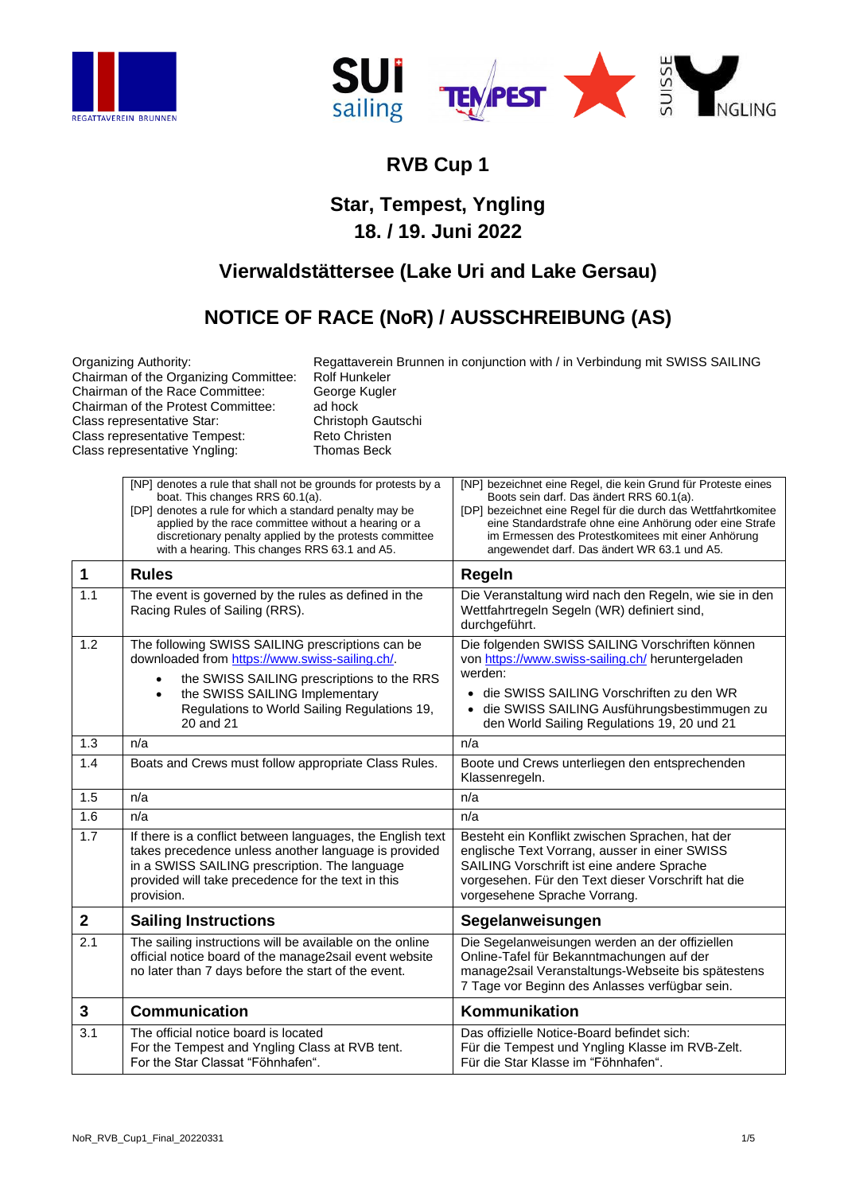# RVB Cup 1

## Star, Tempest, Yngling
## 18. / 19. Juni 2022

## Vierwaldstättersee (Lake Uri and Lake Gersau)

## NOTICE OF RACE (NoR) / AUSSCHREIBUNG (AS)

| | |
|---|---|
| Organizing Authority: | Regattaverein Brunnen in conjunction with / in Verbindung mit SWISS SAILING |
| Chairman of the Organizing Committee: | Rolf Hunkeler |
| Chairman of the Race Committee: | George Kugler |
| Chairman of the Protest Committee: | ad hock |
| Class representative Star: | Christoph Gautschi |
| Class representative Tempest: | Reto Christen |
| Class representative Yngling: | Thomas Beck |

| | | |
|---|---|---|
| | [NP] denotes a rule that shall not be grounds for protests by a boat. This changes RRS 60.1(a).<br>[DP] denotes a rule for which a standard penalty may be applied by the race committee without a hearing or a discretionary penalty applied by the protests committee with a hearing. This changes RRS 63.1 and A5. | [NP] bezeichnet eine Regel, die kein Grund für Proteste eines Boots sein darf. Das ändert RRS 60.1(a).<br>[DP] bezeichnet eine Regel für die durch das Wettfahrtkomitee eine Standardstrafe ohne eine Anhörung oder eine Strafe im Ermessen des Protestkomitees mit einer Anhörung angewendet darf. Das ändert WR 63.1 und A5. |
| **1** | **Rules** | **Regeln** |
| 1.1 | The event is governed by the rules as defined in the Racing Rules of Sailing (RRS). | Die Veranstaltung wird nach den Regeln, wie sie in den Wettfahrtregeln Segeln (WR) definiert sind, durchgeführt. |
| 1.2 | The following SWISS SAILING prescriptions can be downloaded from https://www.swiss-sailing.ch/.<br>• the SWISS SAILING prescriptions to the RRS<br>• the SWISS SAILING Implementary Regulations to World Sailing Regulations 19, 20 and 21 | Die folgenden SWISS SAILING Vorschriften können von https://www.swiss-sailing.ch/ heruntergeladen werden:<br>• die SWISS SAILING Vorschriften zu den WR<br>• die SWISS SAILING Ausführungsbestimmungen zu den World Sailing Regulations 19, 20 und 21 |
| 1.3 | n/a | n/a |
| 1.4 | Boats and Crews must follow appropriate Class Rules. | Boote und Crews unterliegen den entsprechenden Klassenregeln. |
| 1.5 | n/a | n/a |
| 1.6 | n/a | n/a |
| 1.7 | If there is a conflict between languages, the English text takes precedence unless another language is provided in a SWISS SAILING prescription. The language provided will take precedence for the text in this provision. | Besteht ein Konflikt zwischen Sprachen, hat der englische Text Vorrang, ausser in einer SWISS SAILING Vorschrift ist eine andere Sprache vorgesehen. Für den Text dieser Vorschrift hat die vorgesehene Sprache Vorrang. |
| **2** | **Sailing Instructions** | **Segelanweisungen** |
| 2.1 | The sailing instructions will be available on the online official notice board of the manage2sail event website no later than 7 days before the start of the event. | Die Segelanweisungen werden an der offiziellen Online-Tafel für Bekanntmachungen auf der manage2sail Veranstaltungs-Webseite bis spätestens 7 Tage vor Beginn des Anlasses verfügbar sein. |
| **3** | **Communication** | **Kommunikation** |
| 3.1 | The official notice board is located<br>For the Tempest and Yngling Class at RVB tent.<br>For the Star Classat "Föhnhafen". | Das offizielle Notice-Board befindet sich:<br>Für die Tempest und Yngling Klasse im RVB-Zelt.<br>Für die Star Klasse im "Föhnhafen". |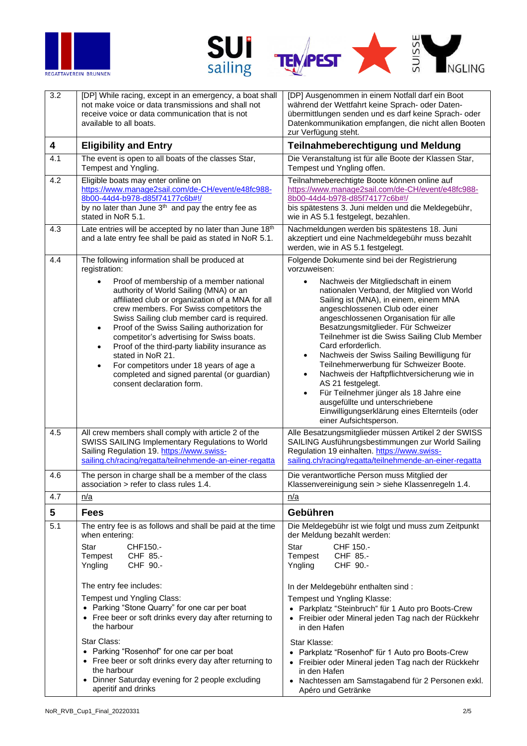| | | |
|---|---|---|
| 3.2 | [DP] While racing, except in an emergency, a boat shall not make voice or data transmissions and shall not receive voice or data communication that is not available to all boats. | [DP] Ausgenommen in einem Notfall darf ein Boot während der Wettfahrt keine Sprach- oder Datenübermittlungen senden und es darf keine Sprach- oder Datenkommunikation empfangen, die nicht allen Booten zur Verfügung steht. |
| **4** | **Eligibility and Entry** | **Teilnahmeberechtigung und Meldung** |
| 4.1 | The event is open to all boats of the classes Star, Tempest and Yngling. | Die Veranstaltung ist für alle Boote der Klassen Star, Tempest und Yngling offen. |
| 4.2 | Eligible boats may enter online on https://www.manage2sail.com/de-CH/event/e48fc988-8b00-44d4-b978-d85f74177c6b#!/ by no later than June 3[th] and pay the entry fee as stated in NoR 5.1. | Teilnahmeberechtigte Boote können online auf https://www.manage2sail.com/de-CH/event/e48fc988-8b00-44d4-b978-d85f74177c6b#!/ bis spätestens 3. Juni melden und die Meldegebühr, wie in AS 5.1 festgelegt, bezahlen. |
| 4.3 | Late entries will be accepted by no later than June 18[th] and a late entry fee shall be paid as stated in NoR 5.1. | Nachmeldungen werden bis spätestens 18. Juni akzeptiert und eine Nachmeldegebühr muss bezahlt werden, wie in AS 5.1 festgelegt. |
| 4.4 | The following information shall be produced at registration:<br>• Proof of membership of a member national authority of World Sailing (MNA) or an affiliated club or organization of a MNA for all crew members. For Swiss competitors the Swiss Sailing club member card is required.<br>• Proof of the Swiss Sailing authorization for competitor's advertising for Swiss boats.<br>• Proof of the third-party liability insurance as stated in NoR 21.<br>• For competitors under 18 years of age a completed and signed parental (or guardian) consent declaration form. | Folgende Dokumente sind bei der Registrierung vorzuweisen:<br>• Nachweis der Mitgliedschaft in einem nationalen Verband, der Mitglied von World Sailing ist (MNA), in einem, einem MNA angeschlossenen Club oder einer angeschlossenen Organisation für alle Besatzungsmitglieder. Für Schweizer Teilnehmer ist die Swiss Sailing Club Member Card erforderlich.<br>• Nachweis der Swiss Sailing Bewilligung für Teilnehmerwerbung für Schweizer Boote.<br>• Nachweis der Haftpflichtversicherung wie in AS 21 festgelegt.<br>• Für Teilnehmer jünger als 18 Jahre eine ausgefüllte und unterschriebene Einwilligungserklärung eines Elternteils (oder einer Aufsichtsperson. |
| 4.5 | All crew members shall comply with article 2 of the SWISS SAILING Implementary Regulations to World Sailing Regulation 19. https://www.swiss-sailing.ch/racing/regatta/teilnehmende-an-einer-regatta | Alle Besatzungsmitglieder müssen Artikel 2 der SWISS SAILING Ausführungsbestimmungen zur World Sailing Regulation 19 einhalten. https://www.swiss-sailing.ch/racing/regatta/teilnehmende-an-einer-regatta |
| 4.6 | The person in charge shall be a member of the class association > refer to class rules 1.4. | Die verantwortliche Person muss Mitglied der Klassenvereinigung sein > siehe Klassenregeln 1.4. |
| 4.7 | n/a | n/a |
| **5** | **Fees** | **Gebühren** |
| 5.1 | The entry fee is as follows and shall be paid at the time when entering:<br>Star CHF150.-<br>Tempest CHF 85.-<br>Yngling CHF 90.-<br><br>The entry fee includes:<br>Tempest und Yngling Class:<br>• Parking "Stone Quarry" for one car per boat<br>• Free beer or soft drinks every day after returning to the harbour<br><br>Star Class:<br>• Parking "Rosenhof" for one car per boat<br>• Free beer or soft drinks every day after returning to the harbour<br>• Dinner Saturday evening for 2 people excluding aperitif and drinks | Die Meldegebühr ist wie folgt und muss zum Zeitpunkt der Meldung bezahlt werden:<br>Star CHF 150.-<br>Tempest CHF 85.-<br>Yngling CHF 90.-<br><br>In der Meldegebühr enthalten sind :<br>Tempest und Yngling Klasse:<br>• Parkplatz "Steinbruch" für 1 Auto pro Boots-Crew<br>• Freibier oder Mineral jeden Tag nach der Rückkehr in den Hafen<br><br>Star Klasse:<br>• Parkplatz "Rosenhof" für 1 Auto pro Boots-Crew<br>• Freibier oder Mineral jeden Tag nach der Rückkehr in den Hafen<br>• Nachtessen am Samstagabend für 2 Personen exkl. Apéro und Getränke |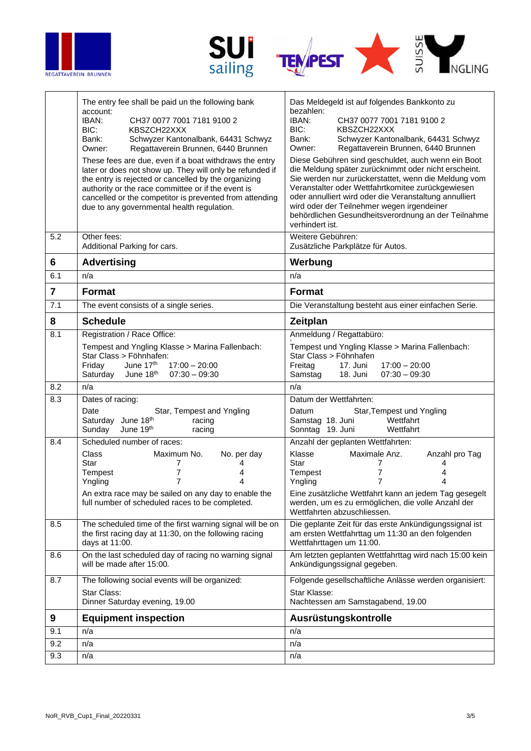| | | |
|---|---|---|
| | The entry fee shall be paid un the following bank account:<br>IBAN: CH37 0077 7001 7181 9100 2<br>BIC: KBSZCH22XXX<br>Bank: Schwyzer Kantonalbank, 64431 Schwyz<br>Owner: Regattaverein Brunnen, 6440 Brunnen<br><br>These fees are due, even if a boat withdraws the entry later or does not show up. They will only be refunded if the entry is rejected or cancelled by the organizing authority or the race committee or if the event is cancelled or the competitor is prevented from attending due to any governmental health regulation. | Das Meldegeld ist auf folgendes Bankkonto zu bezahlen:<br>IBAN: CH37 0077 7001 7181 9100 2<br>BIC: KBSZCH22XXX<br>Bank: Schwyzer Kantonalbank, 64431 Schwyz<br>Owner: Regattaverein Brunnen, 6440 Brunnen<br><br>Diese Gebühren sind geschuldet, auch wenn ein Boot die Meldung später zurücknimmt oder nicht erscheint. Sie werden nur zurückerstattet, wenn die Meldung vom Veranstalter oder Wettfahrtkomitee zurückgewiesen oder annulliert wird oder die Veranstaltung annulliert wird oder der Teilnehmer wegen irgendeiner behördlichen Gesundheitsverordnung an der Teilnahme verhindert ist. |
| 5.2 | Other fees:<br>Additional Parking for cars. | Weitere Gebühren:<br>Zusätzliche Parkplätze für Autos. |
| **6** | **Advertising** | **Werbung** |
| 6.1 | n/a | n/a |
| **7** | **Format** | **Format** |
| 7.1 | The event consists of a single series. | Die Veranstaltung besteht aus einer einfachen Serie. |
| **8** | **Schedule** | **Zeitplan** |
| 8.1 | Registration / Race Office:<br><br>Tempest and Yngling Klasse > Marina Fallenbach:<br>Star Class > Föhnhafen:<br>Friday June 17th 17:00 – 20:00<br>Saturday June 18th 07:30 – 09:30 | Anmeldung / Regattabüro:<br><br>Tempest und Yngling Klasse > Marina Fallenbach:<br>Star Class > Föhnhafen<br>Freitag 17. Juni 17:00 – 20:00<br>Samstag 18. Juni 07:30 – 09:30 |
| 8.2 | n/a | n/a |
| 8.3 | Dates of racing:<br><br>Date — Star, Tempest and Yngling<br>Saturday June 18th — racing<br>Sunday June 19th — racing | Datum der Wettfahrten:<br><br>Datum — Star,Tempest und Yngling<br>Samstag 18. Juni — Wettfahrt<br>Sonntag 19. Juni — Wettfahrt |
| 8.4 | Scheduled number of races:<br><br>Class — Maximum No. — No. per day<br>Star — 7 — 4<br>Tempest — 7 — 4<br>Yngling — 7 — 4<br><br>An extra race may be sailed on any day to enable the full number of scheduled races to be completed. | Anzahl der geplanten Wettfahrten:<br><br>Klasse — Maximale Anz. — Anzahl pro Tag<br>Star — 7 — 4<br>Tempest — 7 — 4<br>Yngling — 7 — 4<br><br>Eine zusätzliche Wettfahrt kann an jedem Tag gesegelt werden, um es zu ermöglichen, die volle Anzahl der Wettfahrten abzuschliessen. |
| 8.5 | The scheduled time of the first warning signal will be on the first racing day at 11:30, on the following racing days at 11:00. | Die geplante Zeit für das erste Ankündigungssignal ist am ersten Wettfahrttag um 11:30 an den folgenden Wettfahrttagen um 11:00. |
| 8.6 | On the last scheduled day of racing no warning signal will be made after 15:00. | Am letzten geplanten Wettfahrttag wird nach 15:00 kein Ankündigungssignal gegeben. |
| 8.7 | The following social events will be organized:<br><br>Star Class:<br>Dinner Saturday evening, 19.00 | Folgende gesellschaftliche Anlässe werden organisiert:<br><br>Star Klasse:<br>Nachtessen am Samstagabend, 19.00 |
| **9** | **Equipment inspection** | **Ausrüstungskontrolle** |
| 9.1 | n/a | n/a |
| 9.2 | n/a | n/a |
| 9.3 | n/a | n/a |

NoR_RVB_Cup1_Final_20220331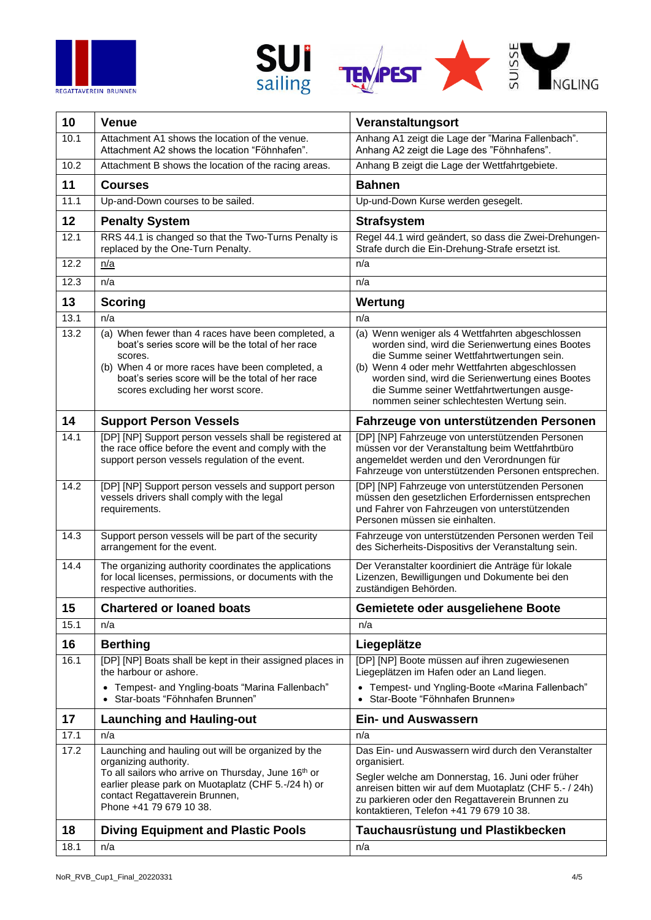| 10 | **Venue** | **Veranstaltungsort** |
|---|---|---|
| 10.1 | Attachment A1 shows the location of the venue.<br>Attachment A2 shows the location “Föhnhafen”. | Anhang A1 zeigt die Lage der "Marina Fallenbach".<br>Anhang A2 zeigt die Lage des "Föhnhafens". |
| 10.2 | Attachment B shows the location of the racing areas. | Anhang B zeigt die Lage der Wettfahrtgebiete. |
| **11** | **Courses** | **Bahnen** |
| 11.1 | Up-and-Down courses to be sailed. | Up-und-Down Kurse werden gesegelt. |
| **12** | **Penalty System** | **Strafsystem** |
| 12.1 | RRS 44.1 is changed so that the Two-Turns Penalty is replaced by the One-Turn Penalty. | Regel 44.1 wird geändert, so dass die Zwei-Drehungen-Strafe durch die Ein-Drehung-Strafe ersetzt ist. |
| 12.2 | n/a | n/a |
| 12.3 | n/a | n/a |
| **13** | **Scoring** | **Wertung** |
| 13.1 | n/a | n/a |
| 13.2 | (a) When fewer than 4 races have been completed, a boat’s series score will be the total of her race scores.<br>(b) When 4 or more races have been completed, a boat’s series score will be the total of her race scores excluding her worst score. | (a) Wenn weniger als 4 Wettfahrten abgeschlossen worden sind, wird die Serienwertung eines Bootes die Summe seiner Wettfahrtwertungen sein.<br>(b) Wenn 4 oder mehr Wettfahrten abgeschlossen worden sind, wird die Serienwertung eines Bootes die Summe seiner Wettfahrtwertungen ausgenommen seiner schlechtesten Wertung sein. |
| **14** | **Support Person Vessels** | **Fahrzeuge von unterstützenden Personen** |
| 14.1 | [DP] [NP] Support person vessels shall be registered at the race office before the event and comply with the support person vessels regulation of the event. | [DP] [NP] Fahrzeuge von unterstützenden Personen müssen vor der Veranstaltung beim Wettfahrtbüro angemeldet werden und den Verordnungen für Fahrzeuge von unterstützenden Personen entsprechen. |
| 14.2 | [DP] [NP] Support person vessels and support person vessels drivers shall comply with the legal requirements. | [DP] [NP] Fahrzeuge von unterstützenden Personen müssen den gesetzlichen Erfordernissen entsprechen und Fahrer von Fahrzeugen von unterstützenden Personen müssen sie einhalten. |
| 14.3 | Support person vessels will be part of the security arrangement for the event. | Fahrzeuge von unterstützenden Personen werden Teil des Sicherheits-Dispositivs der Veranstaltung sein. |
| 14.4 | The organizing authority coordinates the applications for local licenses, permissions, or documents with the respective authorities. | Der Veranstalter koordiniert die Anträge für lokale Lizenzen, Bewilligungen und Dokumente bei den zuständigen Behörden. |
| **15** | **Chartered or loaned boats** | **Gemietete oder ausgeliehene Boote** |
| 15.1 | n/a | n/a |
| **16** | **Berthing** | **Liegeplätze** |
| 16.1 | [DP] [NP] Boats shall be kept in their assigned places in the harbour or ashore.<br>• Tempest- and Yngling-boats “Marina Fallenbach”<br>• Star-boats “Föhnhafen Brunnen” | [DP] [NP] Boote müssen auf ihren zugewiesenen Liegeplätzen im Hafen oder an Land liegen.<br>• Tempest- und Yngling-Boote «Marina Fallenbach”<br>• Star-Boote “Föhnhafen Brunnen» |
| **17** | **Launching and Hauling-out** | **Ein- und Auswassern** |
| 17.1 | n/a | n/a |
| 17.2 | Launching and hauling out will be organized by the organizing authority.<br>To all sailors who arrive on Thursday, June 16th or earlier please park on Muotaplatz (CHF 5.-/24 h) or contact Regattaverein Brunnen,<br>Phone +41 79 679 10 38. | Das Ein- und Auswassern wird durch den Veranstalter organisiert.<br>Segler welche am Donnerstag, 16. Juni oder früher anreisen bitten wir auf dem Muotaplatz (CHF 5.- / 24h) zu parkieren oder den Regattaverein Brunnen zu kontaktieren, Telefon +41 79 679 10 38. |
| **18** | **Diving Equipment and Plastic Pools** | **Tauchausrüstung und Plastikbecken** |
| 18.1 | n/a | n/a |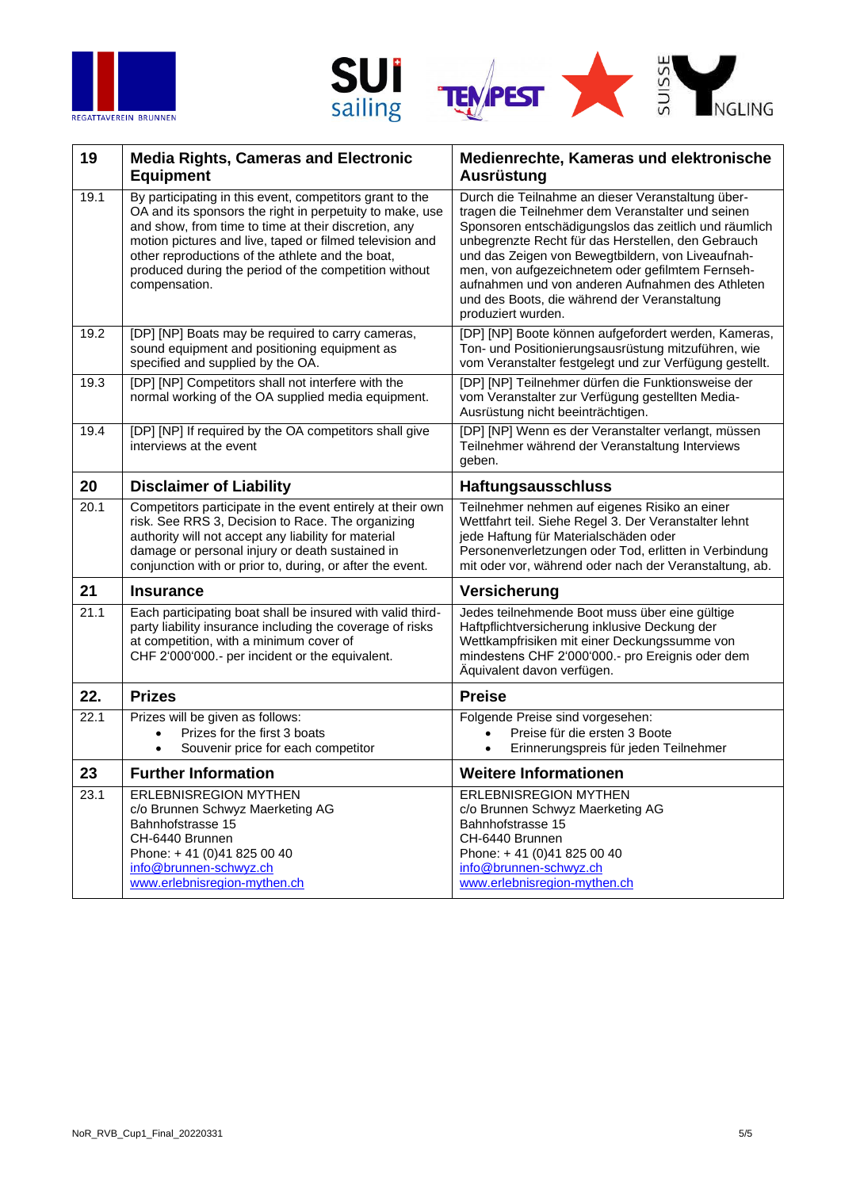| | | |
|---|---|---|
| **19** | **Media Rights, Cameras and Electronic Equipment** | **Medienrechte, Kameras und elektronische Ausrüstung** |
| 19.1 | By participating in this event, competitors grant to the OA and its sponsors the right in perpetuity to make, use and show, from time to time at their discretion, any motion pictures and live, taped or filmed television and other reproductions of the athlete and the boat, produced during the period of the competition without compensation. | Durch die Teilnahme an dieser Veranstaltung über-tragen die Teilnehmer dem Veranstalter und seinen Sponsoren entschädigungslos das zeitlich und räumlich unbegrenzte Recht für das Herstellen, den Gebrauch und das Zeigen von Bewegtbildern, von Liveaufnah-men, von aufgezeichnetem oder gefilmtem Fernseh-aufnahmen und von anderen Aufnahmen des Athleten und des Boots, die während der Veranstaltung produziert wurden. |
| 19.2 | [DP] [NP] Boats may be required to carry cameras, sound equipment and positioning equipment as specified and supplied by the OA. | [DP] [NP] Boote können aufgefordert werden, Kameras, Ton- und Positionierungsausrüstung mitzuführen, wie vom Veranstalter festgelegt und zur Verfügung gestellt. |
| 19.3 | [DP] [NP] Competitors shall not interfere with the normal working of the OA supplied media equipment. | [DP] [NP] Teilnehmer dürfen die Funktionsweise der vom Veranstalter zur Verfügung gestellten Media-Ausrüstung nicht beeinträchtigen. |
| 19.4 | [DP] [NP] If required by the OA competitors shall give interviews at the event | [DP] [NP] Wenn es der Veranstalter verlangt, müssen Teilnehmer während der Veranstaltung Interviews geben. |
| **20** | **Disclaimer of Liability** | **Haftungsausschluss** |
| 20.1 | Competitors participate in the event entirely at their own risk. See RRS 3, Decision to Race. The organizing authority will not accept any liability for material damage or personal injury or death sustained in conjunction with or prior to, during, or after the event. | Teilnehmer nehmen auf eigenes Risiko an einer Wettfahrt teil. Siehe Regel 3. Der Veranstalter lehnt jede Haftung für Materialschäden oder Personenverletzungen oder Tod, erlitten in Verbindung mit oder vor, während oder nach der Veranstaltung, ab. |
| **21** | **Insurance** | **Versicherung** |
| 21.1 | Each participating boat shall be insured with valid third-party liability insurance including the coverage of risks at competition, with a minimum cover of CHF 2'000'000.- per incident or the equivalent. | Jedes teilnehmende Boot muss über eine gültige Haftpflichtversicherung inklusive Deckung der Wettkampfrisiken mit einer Deckungssumme von mindestens CHF 2'000'000.- pro Ereignis oder dem Äquivalent davon verfügen. |
| **22.** | **Prizes** | **Preise** |
| 22.1 | Prizes will be given as follows:<br>• Prizes for the first 3 boats<br>• Souvenir price for each competitor | Folgende Preise sind vorgesehen:<br>• Preise für die ersten 3 Boote<br>• Erinnerungspreis für jeden Teilnehmer |
| **23** | **Further Information** | **Weitere Informationen** |
| 23.1 | ERLEBNISREGION MYTHEN<br>c/o Brunnen Schwyz Maerketing AG<br>Bahnhofstrasse 15<br>CH-6440 Brunnen<br>Phone: + 41 (0)41 825 00 40<br>info@brunnen-schwyz.ch<br>www.erlebnisregion-mythen.ch | ERLEBNISREGION MYTHEN<br>c/o Brunnen Schwyz Maerketing AG<br>Bahnhofstrasse 15<br>CH-6440 Brunnen<br>Phone: + 41 (0)41 825 00 40<br>info@brunnen-schwyz.ch<br>www.erlebnisregion-mythen.ch |